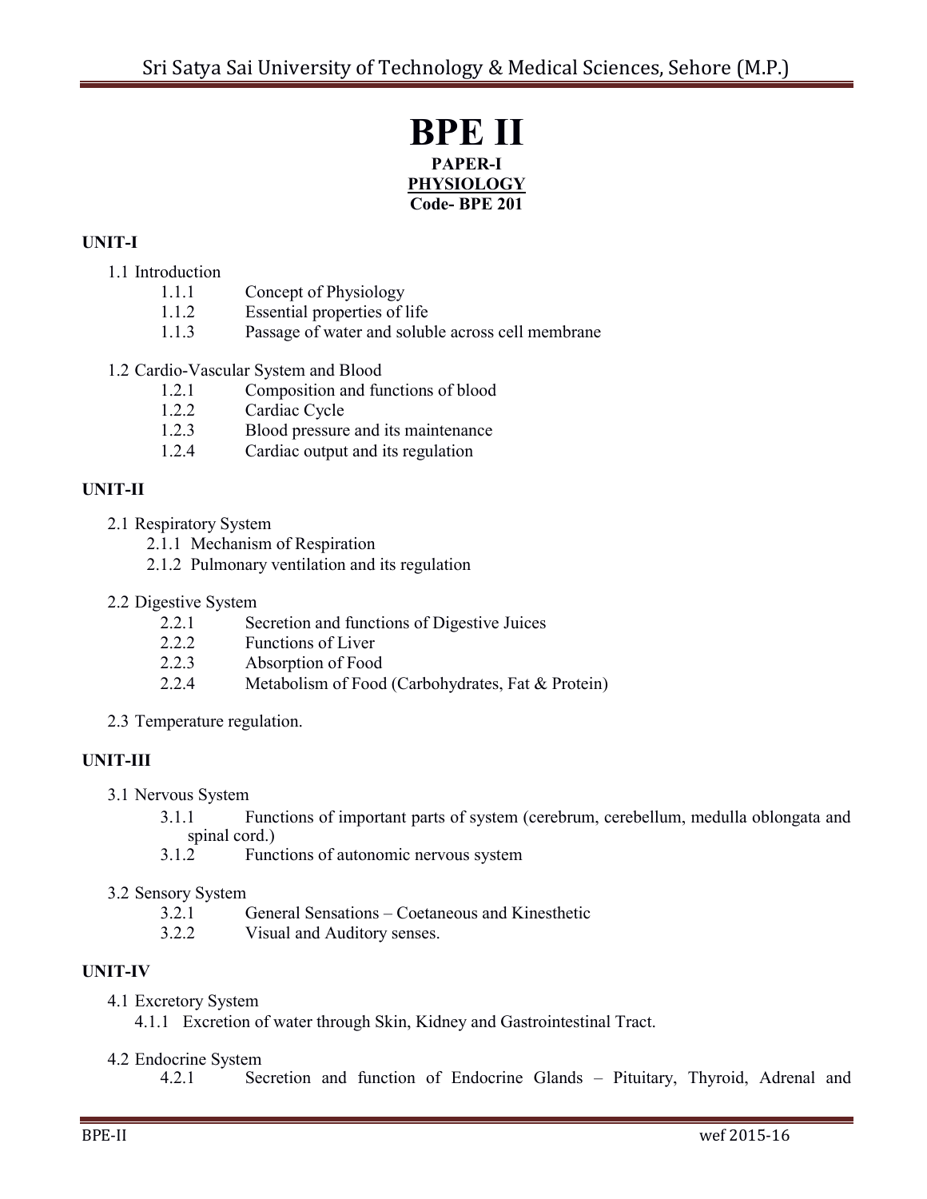# BPE II

**PAPER-I**

**PHYSIOLOGY**

**Code- BPE 201**

**UNIT-I**

1.1 Introduction
- 1.1.1 Concept of Physiology
- 1.1.2 Essential properties of life
- 1.1.3 Passage of water and soluble across cell membrane

1.2 Cardio-Vascular System and Blood
- 1.2.1 Composition and functions of blood
- 1.2.2 Cardiac Cycle
- 1.2.3 Blood pressure and its maintenance
- 1.2.4 Cardiac output and its regulation

**UNIT-II**

2.1 Respiratory System
- 2.1.1 Mechanism of Respiration
- 2.1.2 Pulmonary ventilation and its regulation

2.2 Digestive System
- 2.2.1 Secretion and functions of Digestive Juices
- 2.2.2 Functions of Liver
- 2.2.3 Absorption of Food
- 2.2.4 Metabolism of Food (Carbohydrates, Fat & Protein)

2.3 Temperature regulation.

**UNIT-III**

3.1 Nervous System
- 3.1.1 Functions of important parts of system (cerebrum, cerebellum, medulla oblongata and spinal cord.)
- 3.1.2 Functions of autonomic nervous system

3.2 Sensory System
- 3.2.1 General Sensations – Coetaneous and Kinesthetic
- 3.2.2 Visual and Auditory senses.

**UNIT-IV**

4.1 Excretory System
- 4.1.1 Excretion of water through Skin, Kidney and Gastrointestinal Tract.

4.2 Endocrine System
- 4.2.1 Secretion and function of Endocrine Glands – Pituitary, Thyroid, Adrenal and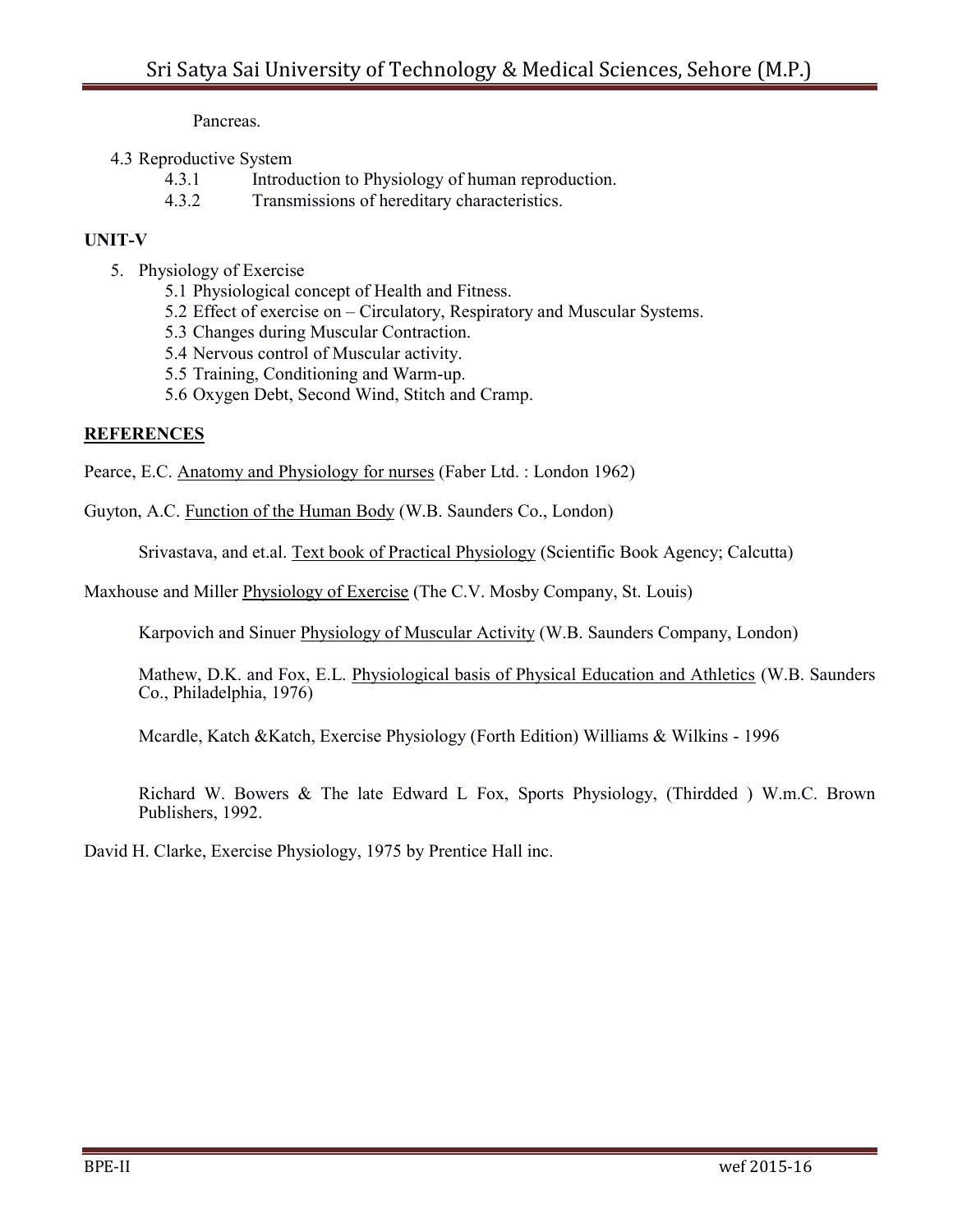Pancreas.

4.3 Reproductive System
 - 4.3.1 Introduction to Physiology of human reproduction.
 - 4.3.2 Transmissions of hereditary characteristics.

**UNIT-V**

5. Physiology of Exercise
   - 5.1 Physiological concept of Health and Fitness.
   - 5.2 Effect of exercise on – Circulatory, Respiratory and Muscular Systems.
   - 5.3 Changes during Muscular Contraction.
   - 5.4 Nervous control of Muscular activity.
   - 5.5 Training, Conditioning and Warm-up.
   - 5.6 Oxygen Debt, Second Wind, Stitch and Cramp.

**REFERENCES**

Pearce, E.C. Anatomy and Physiology for nurses (Faber Ltd. : London 1962)

Guyton, A.C. Function of the Human Body (W.B. Saunders Co., London)

Srivastava, and et.al. Text book of Practical Physiology (Scientific Book Agency; Calcutta)

Maxhouse and Miller Physiology of Exercise (The C.V. Mosby Company, St. Louis)

Karpovich and Sinuer Physiology of Muscular Activity (W.B. Saunders Company, London)

Mathew, D.K. and Fox, E.L. Physiological basis of Physical Education and Athletics (W.B. Saunders Co., Philadelphia, 1976)

Mcardle, Katch &Katch, Exercise Physiology (Forth Edition) Williams & Wilkins - 1996

Richard W. Bowers & The late Edward L Fox, Sports Physiology, (Thirdded ) W.m.C. Brown Publishers, 1992.

David H. Clarke, Exercise Physiology, 1975 by Prentice Hall inc.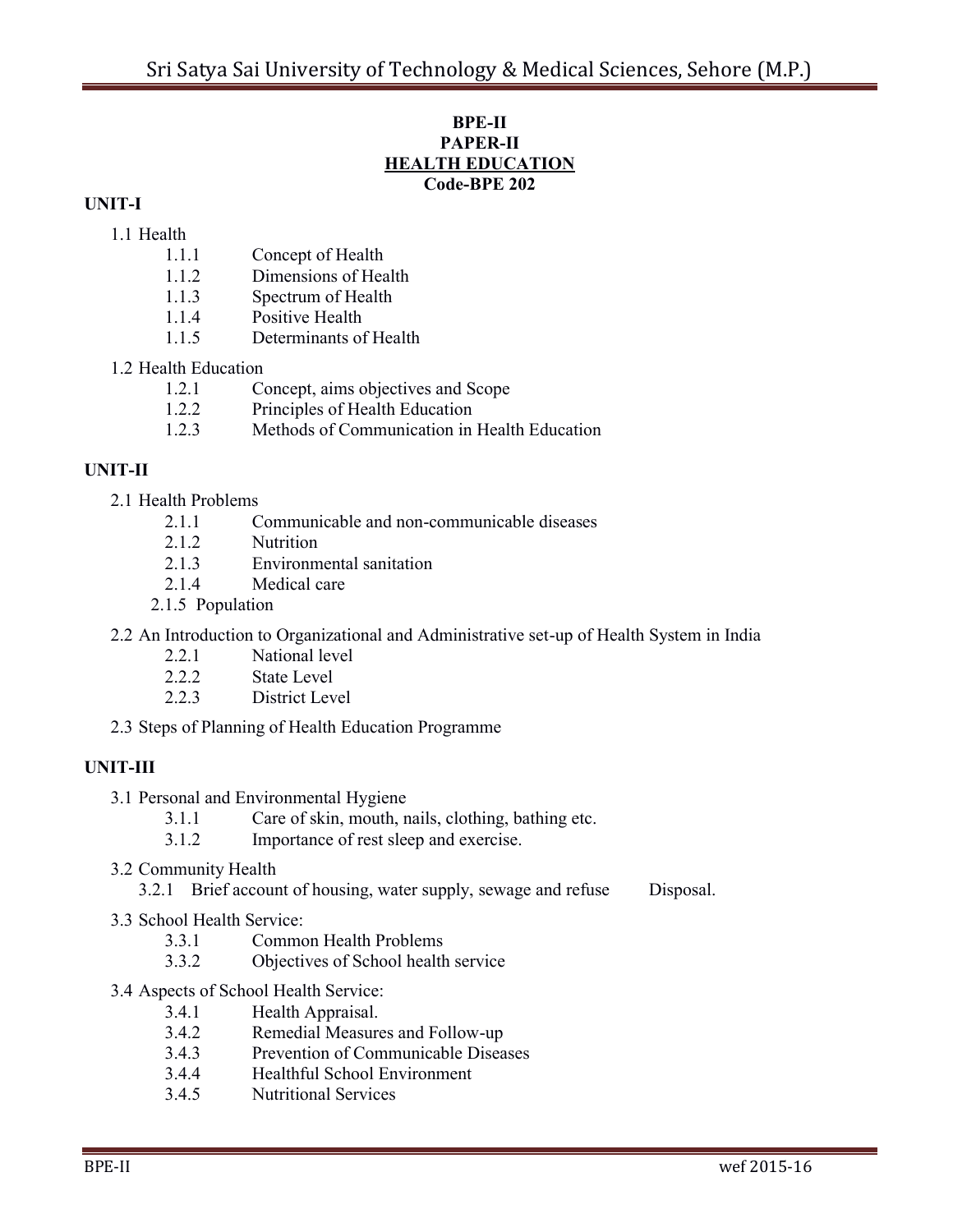**BPE-II**
**PAPER-II**
**HEALTH EDUCATION**
**Code-BPE 202**

**UNIT-I**

1.1 Health
- 1.1.1 Concept of Health
- 1.1.2 Dimensions of Health
- 1.1.3 Spectrum of Health
- 1.1.4 Positive Health
- 1.1.5 Determinants of Health

1.2 Health Education
- 1.2.1 Concept, aims objectives and Scope
- 1.2.2 Principles of Health Education
- 1.2.3 Methods of Communication in Health Education

**UNIT-II**

2.1 Health Problems
- 2.1.1 Communicable and non-communicable diseases
- 2.1.2 Nutrition
- 2.1.3 Environmental sanitation
- 2.1.4 Medical care
- 2.1.5 Population

2.2 An Introduction to Organizational and Administrative set-up of Health System in India
- 2.2.1 National level
- 2.2.2 State Level
- 2.2.3 District Level

2.3 Steps of Planning of Health Education Programme

**UNIT-III**

3.1 Personal and Environmental Hygiene
- 3.1.1 Care of skin, mouth, nails, clothing, bathing etc.
- 3.1.2 Importance of rest sleep and exercise.

3.2 Community Health
- 3.2.1 Brief account of housing, water supply, sewage and refuse Disposal.

3.3 School Health Service:
- 3.3.1 Common Health Problems
- 3.3.2 Objectives of School health service

3.4 Aspects of School Health Service:
- 3.4.1 Health Appraisal.
- 3.4.2 Remedial Measures and Follow-up
- 3.4.3 Prevention of Communicable Diseases
- 3.4.4 Healthful School Environment
- 3.4.5 Nutritional Services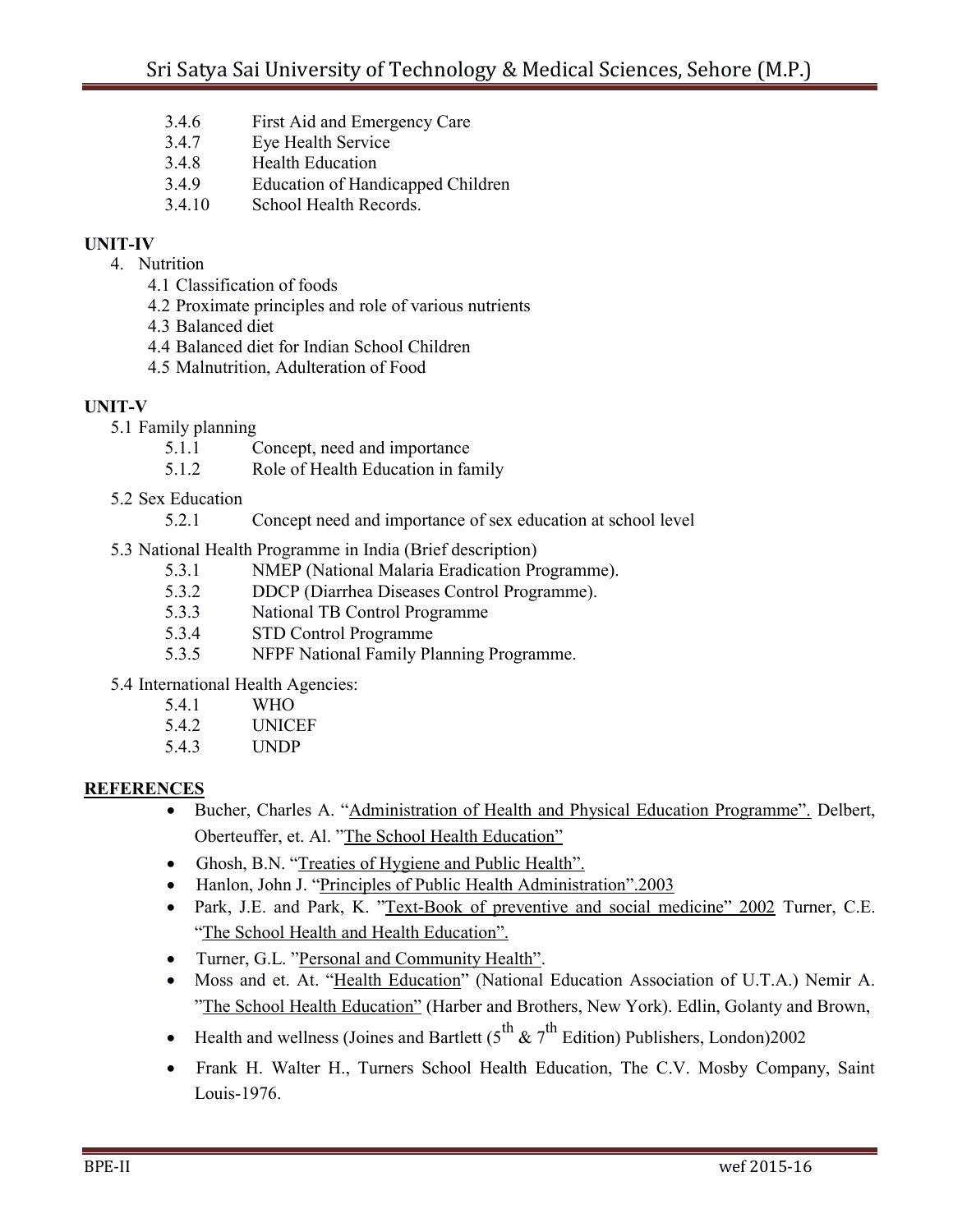- 3.4.6 First Aid and Emergency Care
- 3.4.7 Eye Health Service
- 3.4.8 Health Education
- 3.4.9 Education of Handicapped Children
- 3.4.10 School Health Records.

**UNIT-IV**

4. Nutrition
   - 4.1 Classification of foods
   - 4.2 Proximate principles and role of various nutrients
   - 4.3 Balanced diet
   - 4.4 Balanced diet for Indian School Children
   - 4.5 Malnutrition, Adulteration of Food

**UNIT-V**

5.1 Family planning

- 5.1.1 Concept, need and importance
- 5.1.2 Role of Health Education in family

5.2 Sex Education

- 5.2.1 Concept need and importance of sex education at school level

5.3 National Health Programme in India (Brief description)

- 5.3.1 NMEP (National Malaria Eradication Programme).
- 5.3.2 DDCP (Diarrhea Diseases Control Programme).
- 5.3.3 National TB Control Programme
- 5.3.4 STD Control Programme
- 5.3.5 NFPF National Family Planning Programme.

5.4 International Health Agencies:

- 5.4.1 WHO
- 5.4.2 UNICEF
- 5.4.3 UNDP

**REFERENCES**

- Bucher, Charles A. "Administration of Health and Physical Education Programme". Delbert, Oberteuffer, et. Al. "The School Health Education"
- Ghosh, B.N. "Treaties of Hygiene and Public Health".
- Hanlon, John J. "Principles of Public Health Administration".2003
- Park, J.E. and Park, K. "Text-Book of preventive and social medicine" 2002 Turner, C.E. "The School Health and Health Education".
- Turner, G.L. "Personal and Community Health".
- Moss and et. At. "Health Education" (National Education Association of U.T.A.) Nemir A. "The School Health Education" (Harber and Brothers, New York). Edlin, Golanty and Brown,
- Health and wellness (Joines and Bartlett (5th & 7th Edition) Publishers, London)2002
- Frank H. Walter H., Turners School Health Education, The C.V. Mosby Company, Saint Louis-1976.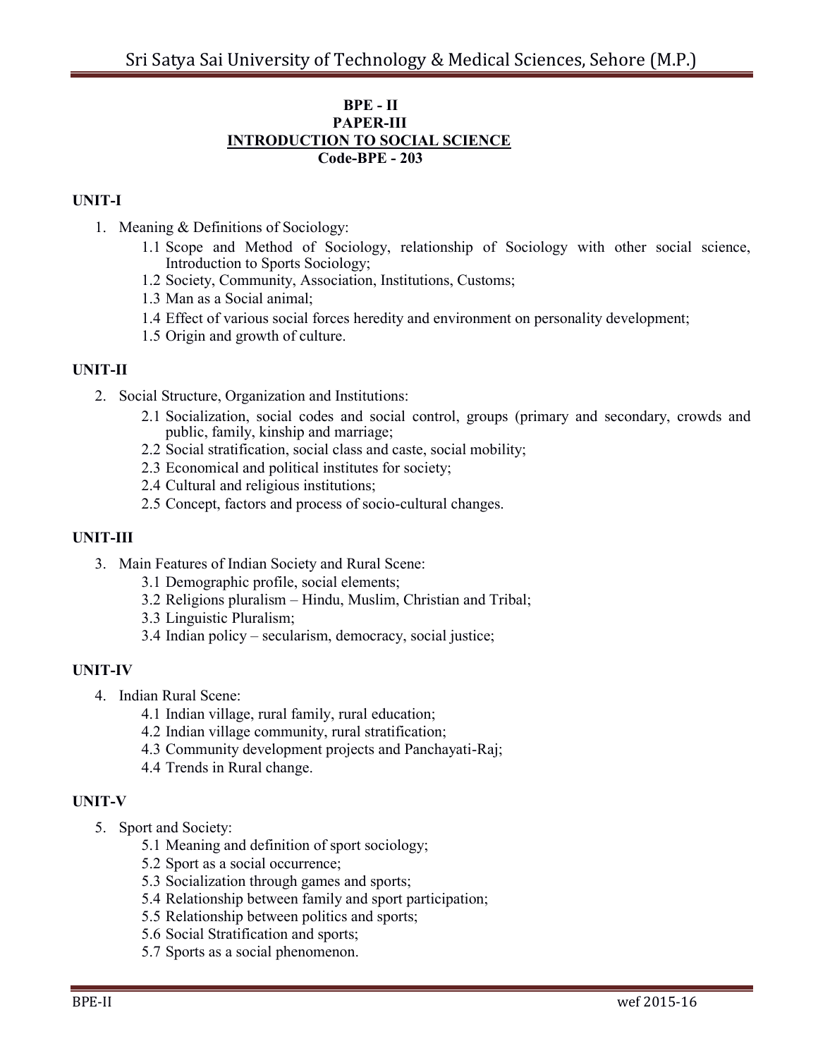**BPE - II**
**PAPER-III**
**INTRODUCTION TO SOCIAL SCIENCE**
**Code-BPE - 203**

## UNIT-I

1. Meaning & Definitions of Sociology:
   - 1.1 Scope and Method of Sociology, relationship of Sociology with other social science, Introduction to Sports Sociology;
   - 1.2 Society, Community, Association, Institutions, Customs;
   - 1.3 Man as a Social animal;
   - 1.4 Effect of various social forces heredity and environment on personality development;
   - 1.5 Origin and growth of culture.

## UNIT-II

2. Social Structure, Organization and Institutions:
   - 2.1 Socialization, social codes and social control, groups (primary and secondary, crowds and public, family, kinship and marriage;
   - 2.2 Social stratification, social class and caste, social mobility;
   - 2.3 Economical and political institutes for society;
   - 2.4 Cultural and religious institutions;
   - 2.5 Concept, factors and process of socio-cultural changes.

## UNIT-III

3. Main Features of Indian Society and Rural Scene:
   - 3.1 Demographic profile, social elements;
   - 3.2 Religions pluralism – Hindu, Muslim, Christian and Tribal;
   - 3.3 Linguistic Pluralism;
   - 3.4 Indian policy – secularism, democracy, social justice;

## UNIT-IV

4. Indian Rural Scene:
   - 4.1 Indian village, rural family, rural education;
   - 4.2 Indian village community, rural stratification;
   - 4.3 Community development projects and Panchayati-Raj;
   - 4.4 Trends in Rural change.

## UNIT-V

5. Sport and Society:
   - 5.1 Meaning and definition of sport sociology;
   - 5.2 Sport as a social occurrence;
   - 5.3 Socialization through games and sports;
   - 5.4 Relationship between family and sport participation;
   - 5.5 Relationship between politics and sports;
   - 5.6 Social Stratification and sports;
   - 5.7 Sports as a social phenomenon.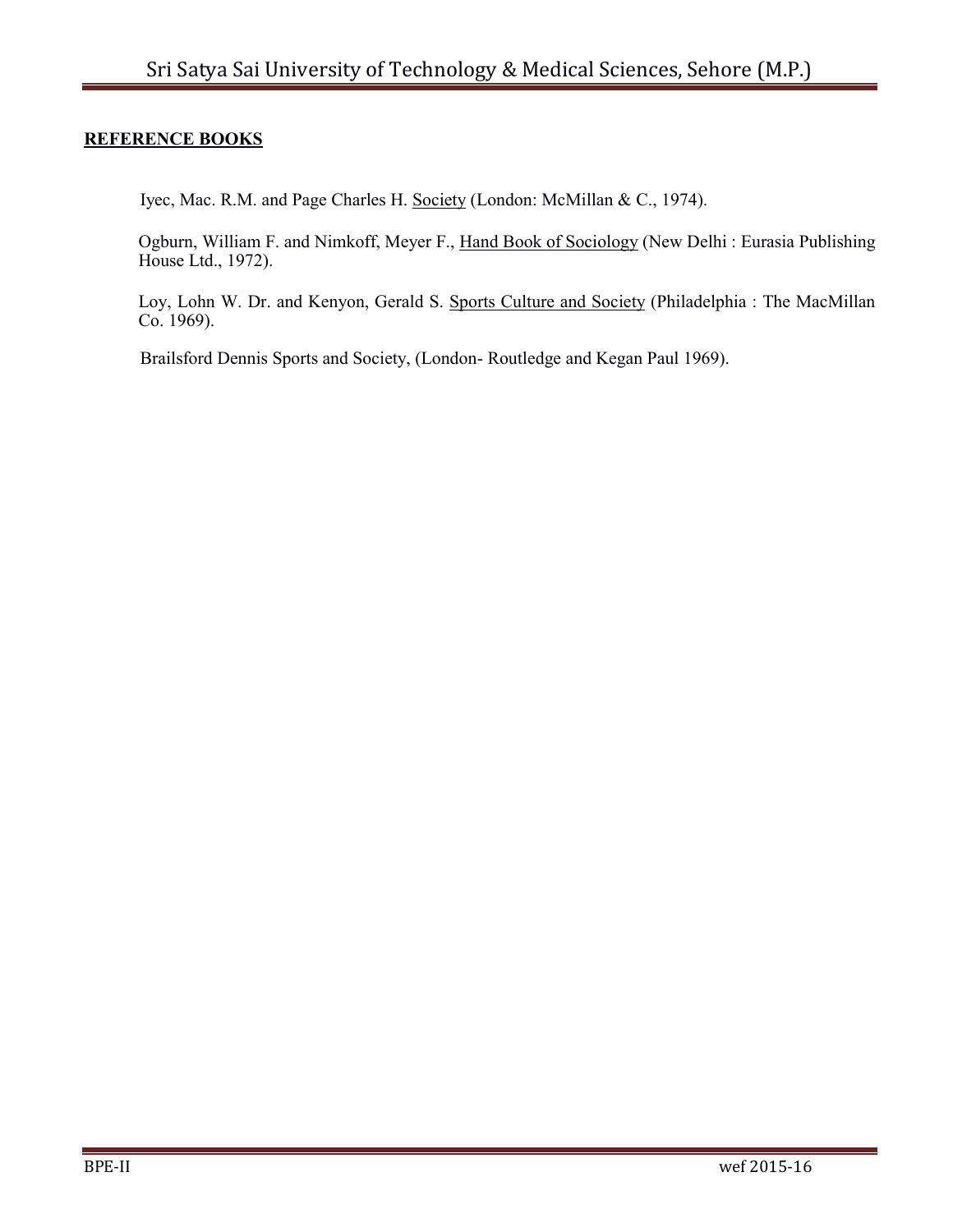**REFERENCE BOOKS**

Iyec, Mac. R.M. and Page Charles H. Society (London: McMillan & C., 1974).

Ogburn, William F. and Nimkoff, Meyer F., Hand Book of Sociology (New Delhi : Eurasia Publishing House Ltd., 1972).

Loy, Lohn W. Dr. and Kenyon, Gerald S. Sports Culture and Society (Philadelphia : The MacMillan Co. 1969).

Brailsford Dennis Sports and Society, (London- Routledge and Kegan Paul 1969).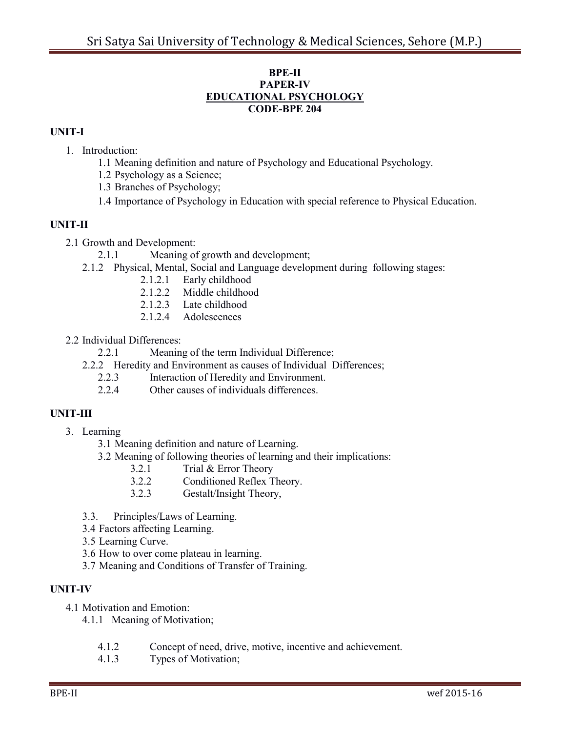**BPE-II**
**PAPER-IV**
**EDUCATIONAL PSYCHOLOGY**
**CODE-BPE 204**

## UNIT-I

1. Introduction:
   - 1.1 Meaning definition and nature of Psychology and Educational Psychology.
   - 1.2 Psychology as a Science;
   - 1.3 Branches of Psychology;
   - 1.4 Importance of Psychology in Education with special reference to Physical Education.

## UNIT-II

2.1 Growth and Development:
- 2.1.1 Meaning of growth and development;
- 2.1.2 Physical, Mental, Social and Language development during following stages:
  - 2.1.2.1 Early childhood
  - 2.1.2.2 Middle childhood
  - 2.1.2.3 Late childhood
  - 2.1.2.4 Adolescences

2.2 Individual Differences:
- 2.2.1 Meaning of the term Individual Difference;
- 2.2.2 Heredity and Environment as causes of Individual Differences;
- 2.2.3 Interaction of Heredity and Environment.
- 2.2.4 Other causes of individuals differences.

## UNIT-III

3. Learning
   - 3.1 Meaning definition and nature of Learning.
   - 3.2 Meaning of following theories of learning and their implications:
     - 3.2.1 Trial & Error Theory
     - 3.2.2 Conditioned Reflex Theory.
     - 3.2.3 Gestalt/Insight Theory,
   - 3.3. Principles/Laws of Learning.
   - 3.4 Factors affecting Learning.
   - 3.5 Learning Curve.
   - 3.6 How to over come plateau in learning.
   - 3.7 Meaning and Conditions of Transfer of Training.

## UNIT-IV

4.1 Motivation and Emotion:
- 4.1.1 Meaning of Motivation;
- 4.1.2 Concept of need, drive, motive, incentive and achievement.
- 4.1.3 Types of Motivation;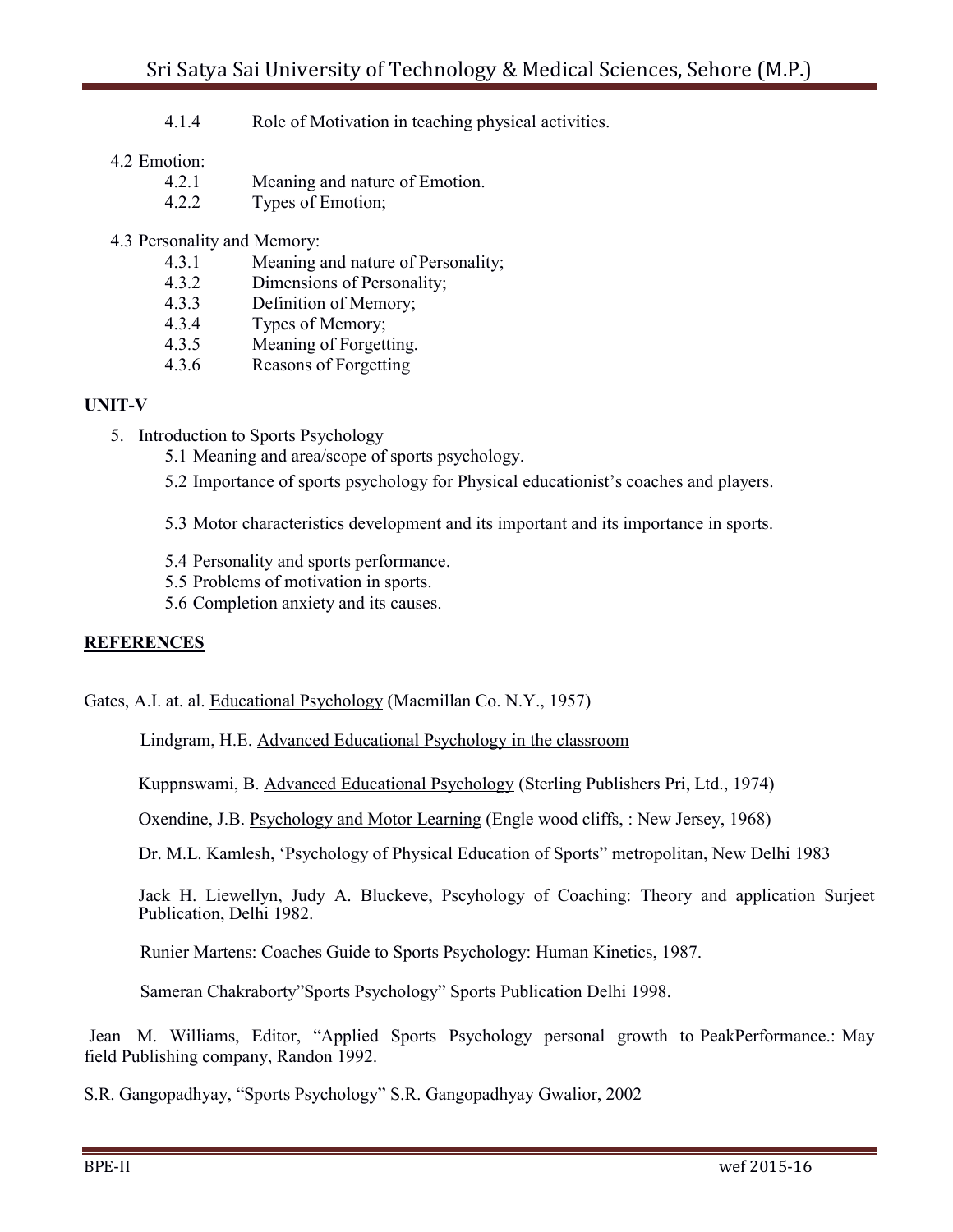4.1.4 Role of Motivation in teaching physical activities.

4.2 Emotion:

- 4.2.1 Meaning and nature of Emotion.
- 4.2.2 Types of Emotion;

4.3 Personality and Memory:

- 4.3.1 Meaning and nature of Personality;
- 4.3.2 Dimensions of Personality;
- 4.3.3 Definition of Memory;
- 4.3.4 Types of Memory;
- 4.3.5 Meaning of Forgetting.
- 4.3.6 Reasons of Forgetting

**UNIT-V**

5. Introduction to Sports Psychology
   - 5.1 Meaning and area/scope of sports psychology.
   - 5.2 Importance of sports psychology for Physical educationist's coaches and players.
   - 5.3 Motor characteristics development and its important and its importance in sports.
   - 5.4 Personality and sports performance.
   - 5.5 Problems of motivation in sports.
   - 5.6 Completion anxiety and its causes.

**<u>REFERENCES</u>**

Gates, A.I. at. al. <u>Educational Psychology</u> (Macmillan Co. N.Y., 1957)

Lindgram, H.E. <u>Advanced Educational Psychology in the classroom</u>

Kuppnswami, B. <u>Advanced Educational Psychology</u> (Sterling Publishers Pri, Ltd., 1974)

Oxendine, J.B. <u>Psychology and Motor Learning</u> (Engle wood cliffs, : New Jersey, 1968)

Dr. M.L. Kamlesh, 'Psychology of Physical Education of Sports" metropolitan, New Delhi 1983

Jack H. Liewellyn, Judy A. Bluckeve, Pscyhology of Coaching: Theory and application Surjeet Publication, Delhi 1982.

Runier Martens: Coaches Guide to Sports Psychology: Human Kinetics, 1987.

Sameran Chakraborty"Sports Psychology" Sports Publication Delhi 1998.

Jean M. Williams, Editor, "Applied Sports Psychology personal growth to PeakPerformance.: May field Publishing company, Randon 1992.

S.R. Gangopadhyay, "Sports Psychology" S.R. Gangopadhyay Gwalior, 2002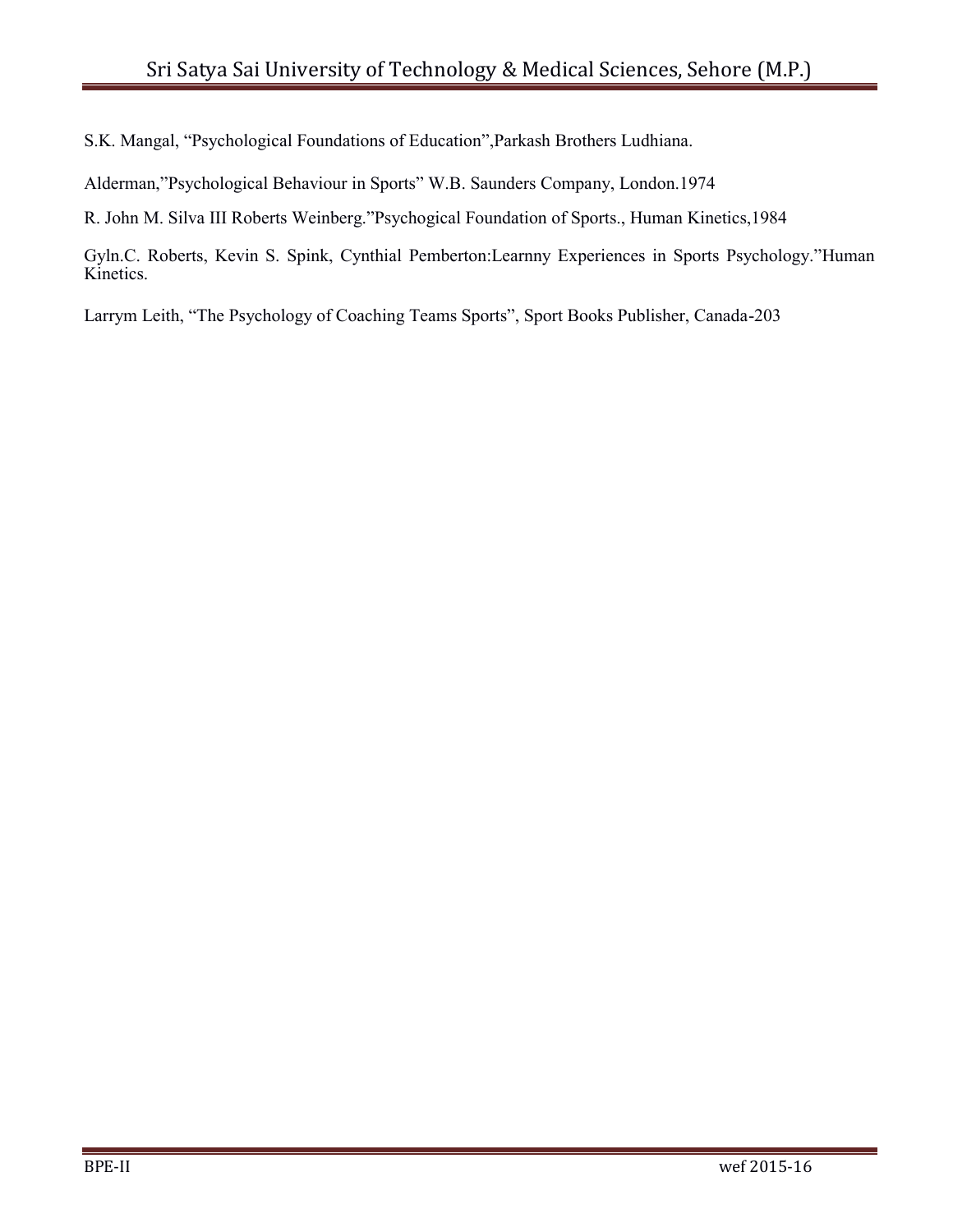S.K. Mangal, "Psychological Foundations of Education",Parkash Brothers Ludhiana.

Alderman,"Psychological Behaviour in Sports" W.B. Saunders Company, London.1974

R. John M. Silva III Roberts Weinberg."Psychogical Foundation of Sports., Human Kinetics,1984

Gyln.C. Roberts, Kevin S. Spink, Cynthial Pemberton:Learnny Experiences in Sports Psychology."Human Kinetics.

Larrym Leith, "The Psychology of Coaching Teams Sports", Sport Books Publisher, Canada-203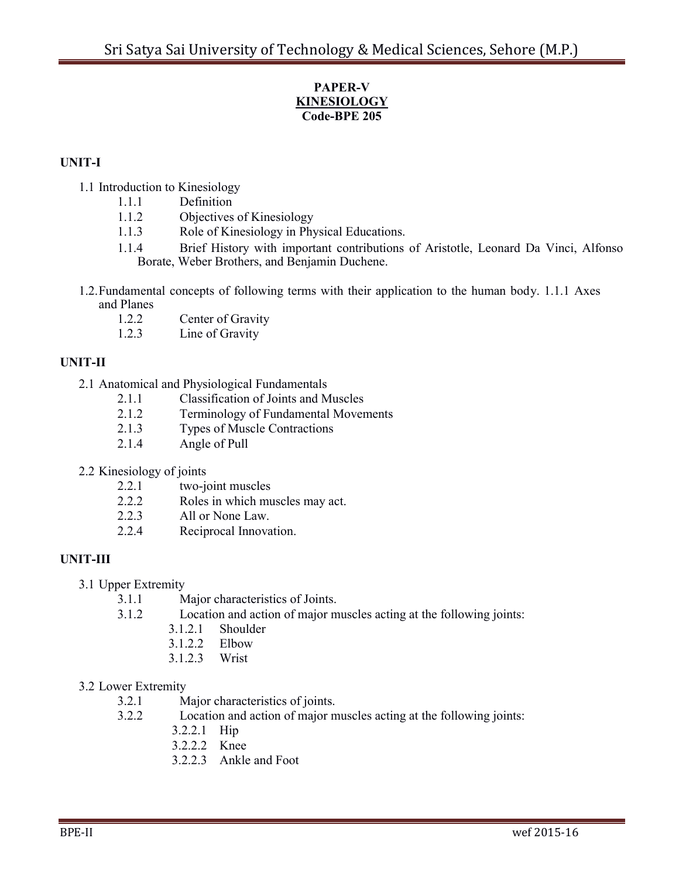**PAPER-V**
**KINESIOLOGY**
**Code-BPE 205**

**UNIT-I**

1.1 Introduction to Kinesiology
- 1.1.1 Definition
- 1.1.2 Objectives of Kinesiology
- 1.1.3 Role of Kinesiology in Physical Educations.
- 1.1.4 Brief History with important contributions of Aristotle, Leonard Da Vinci, Alfonso Borate, Weber Brothers, and Benjamin Duchene.

1.2. Fundamental concepts of following terms with their application to the human body. 1.1.1 Axes and Planes
- 1.2.2 Center of Gravity
- 1.2.3 Line of Gravity

**UNIT-II**

2.1 Anatomical and Physiological Fundamentals
- 2.1.1 Classification of Joints and Muscles
- 2.1.2 Terminology of Fundamental Movements
- 2.1.3 Types of Muscle Contractions
- 2.1.4 Angle of Pull

2.2 Kinesiology of joints
- 2.2.1 two-joint muscles
- 2.2.2 Roles in which muscles may act.
- 2.2.3 All or None Law.
- 2.2.4 Reciprocal Innovation.

**UNIT-III**

3.1 Upper Extremity
- 3.1.1 Major characteristics of Joints.
- 3.1.2 Location and action of major muscles acting at the following joints:
  - 3.1.2.1 Shoulder
  - 3.1.2.2 Elbow
  - 3.1.2.3 Wrist

3.2 Lower Extremity
- 3.2.1 Major characteristics of joints.
- 3.2.2 Location and action of major muscles acting at the following joints:
  - 3.2.2.1 Hip
  - 3.2.2.2 Knee
  - 3.2.2.3 Ankle and Foot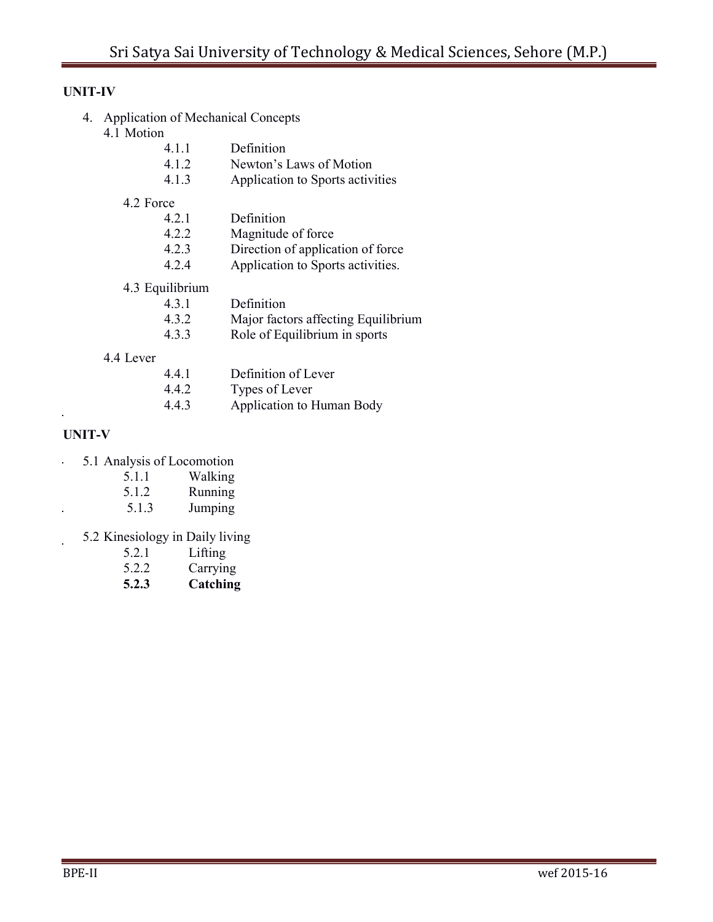**UNIT-IV**

4. Application of Mechanical Concepts

   4.1 Motion

   - 4.1.1 Definition
   - 4.1.2 Newton's Laws of Motion
   - 4.1.3 Application to Sports activities

   4.2 Force

   - 4.2.1 Definition
   - 4.2.2 Magnitude of force
   - 4.2.3 Direction of application of force
   - 4.2.4 Application to Sports activities.

   4.3 Equilibrium

   - 4.3.1 Definition
   - 4.3.2 Major factors affecting Equilibrium
   - 4.3.3 Role of Equilibrium in sports

   4.4 Lever

   - 4.4.1 Definition of Lever
   - 4.4.2 Types of Lever
   - 4.4.3 Application to Human Body

**UNIT-V**

5.1 Analysis of Locomotion

- 5.1.1 Walking
- 5.1.2 Running
- 5.1.3 Jumping

5.2 Kinesiology in Daily living

- 5.2.1 Lifting
- 5.2.2 Carrying
- **5.2.3 Catching**